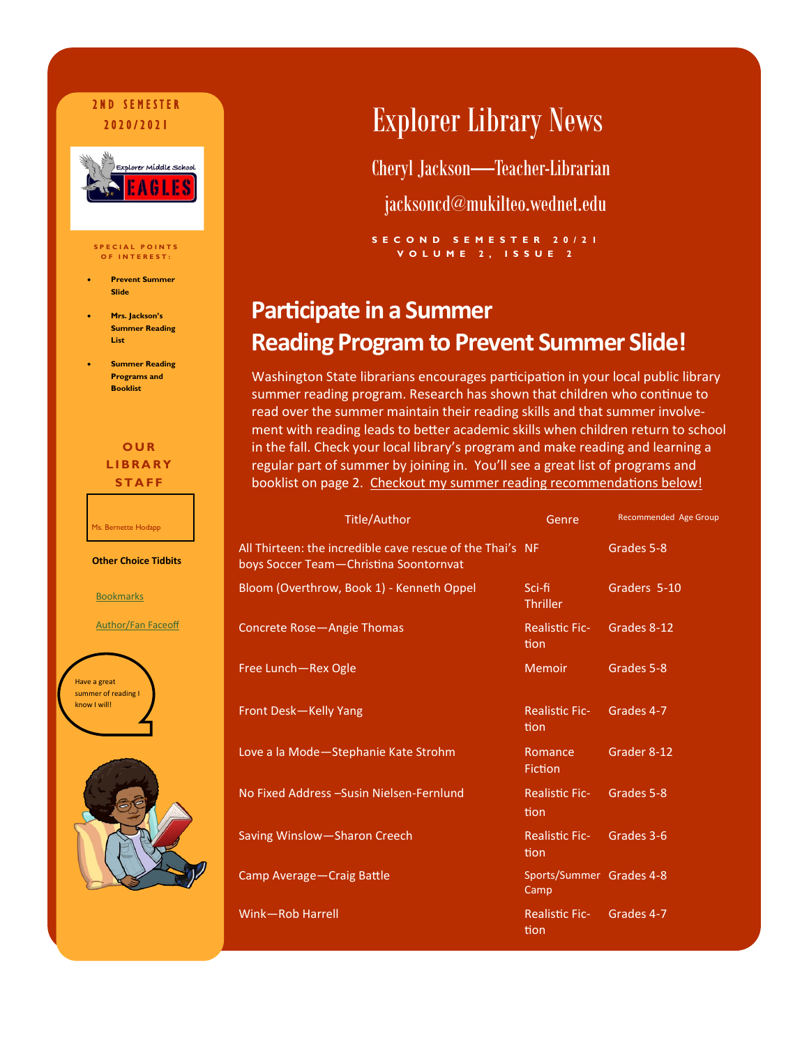# Explorer Library News

Cheryl Jackson—Teacher-Librarian

jacksoncd@mukilteo.wednet.edu

SECOND SEMESTER 20/21
VOLUME 2, ISSUE 2

2ND SEMESTER 2020/2021

Explorer Middle School EAGLES

**SPECIAL POINTS OF INTEREST:**

- **Prevent Summer Slide**
- **Mrs. Jackson's Summer Reading List**
- **Summer Reading Programs and Booklist**

**OUR LIBRARY STAFF**

Ms. Bernette Hodapp

**Other Choice Tidbits**

Bookmarks

Author/Fan Faceoff

Have a great summer of reading I know I will!

## Participate in a Summer Reading Program to Prevent Summer Slide!

Washington State librarians encourages participation in your local public library summer reading program. Research has shown that children who continue to read over the summer maintain their reading skills and that summer involvement with reading leads to better academic skills when children return to school in the fall. Check your local library's program and make reading and learning a regular part of summer by joining in. You'll see a great list of programs and booklist on page 2. Checkout my summer reading recommendations below!

| Title/Author | Genre | Recommended Age Group |
|---|---|---|
| All Thirteen: the incredible cave rescue of the Thai's boys Soccer Team—Christina Soontornvat | NF | Grades 5-8 |
| Bloom (Overthrow, Book 1) - Kenneth Oppel | Sci-fi Thriller | Graders 5-10 |
| Concrete Rose—Angie Thomas | Realistic Fiction | Grades 8-12 |
| Free Lunch—Rex Ogle | Memoir | Grades 5-8 |
| Front Desk—Kelly Yang | Realistic Fiction | Grades 4-7 |
| Love a la Mode—Stephanie Kate Strohm | Romance Fiction | Grader 8-12 |
| No Fixed Address –Susin Nielsen-Fernlund | Realistic Fiction | Grades 5-8 |
| Saving Winslow—Sharon Creech | Realistic Fiction | Grades 3-6 |
| Camp Average—Craig Battle | Sports/Summer Camp | Grades 4-8 |
| Wink—Rob Harrell | Realistic Fiction | Grades 4-7 |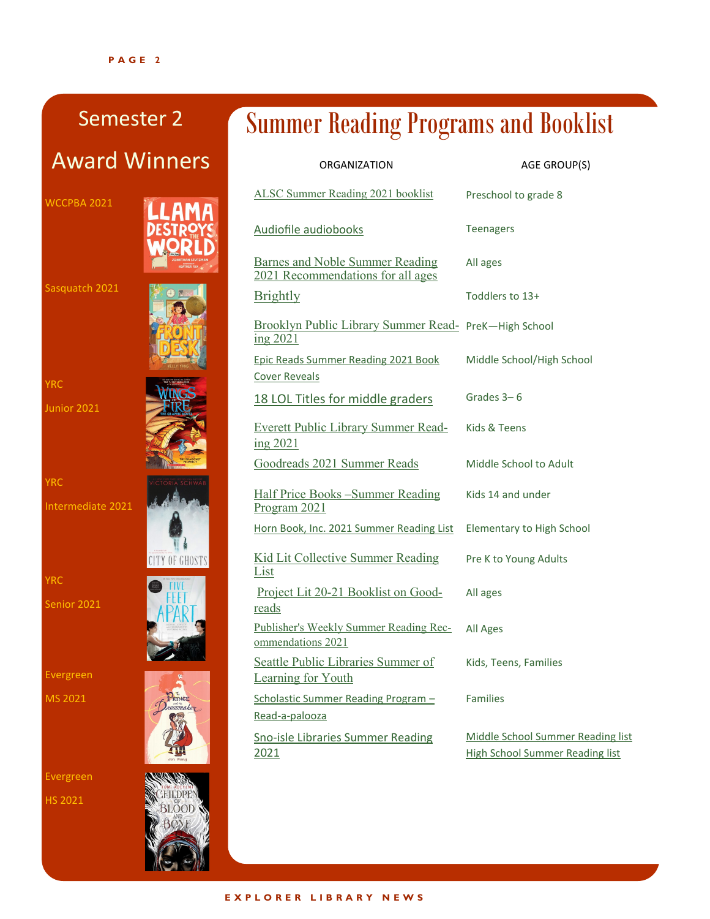## Semester 2

## Award Winners

WCCPBA 2021

Sasquatch 2021

YRC

Junior 2021

YRC

Intermediate 2021

YRC

Senior 2021

Evergreen

MS 2021

Evergreen

HS 2021

# Summer Reading Programs and Booklist

| ORGANIZATION | AGE GROUP(S) |
| --- | --- |
| ALSC Summer Reading 2021 booklist | Preschool to grade 8 |
| Audiofile audiobooks | Teenagers |
| Barnes and Noble Summer Reading 2021 Recommendations for all ages | All ages |
| Brightly | Toddlers to 13+ |
| Brooklyn Public Library Summer Reading 2021 | PreK—High School |
| Epic Reads Summer Reading 2021 Book Cover Reveals | Middle School/High School |
| 18 LOL Titles for middle graders | Grades 3– 6 |
| Everett Public Library Summer Reading 2021 | Kids & Teens |
| Goodreads 2021 Summer Reads | Middle School to Adult |
| Half Price Books –Summer Reading Program 2021 | Kids 14 and under |
| Horn Book, Inc. 2021 Summer Reading List | Elementary to High School |
| Kid Lit Collective Summer Reading List | Pre K to Young Adults |
| Project Lit 20-21 Booklist on Goodreads | All ages |
| Publisher's Weekly Summer Reading Recommendations 2021 | All Ages |
| Seattle Public Libraries Summer of Learning for Youth | Kids, Teens, Families |
| Scholastic Summer Reading Program – Read-a-palooza | Families |
| Sno-isle Libraries Summer Reading 2021 | Middle School Summer Reading list<br>High School Summer Reading list |